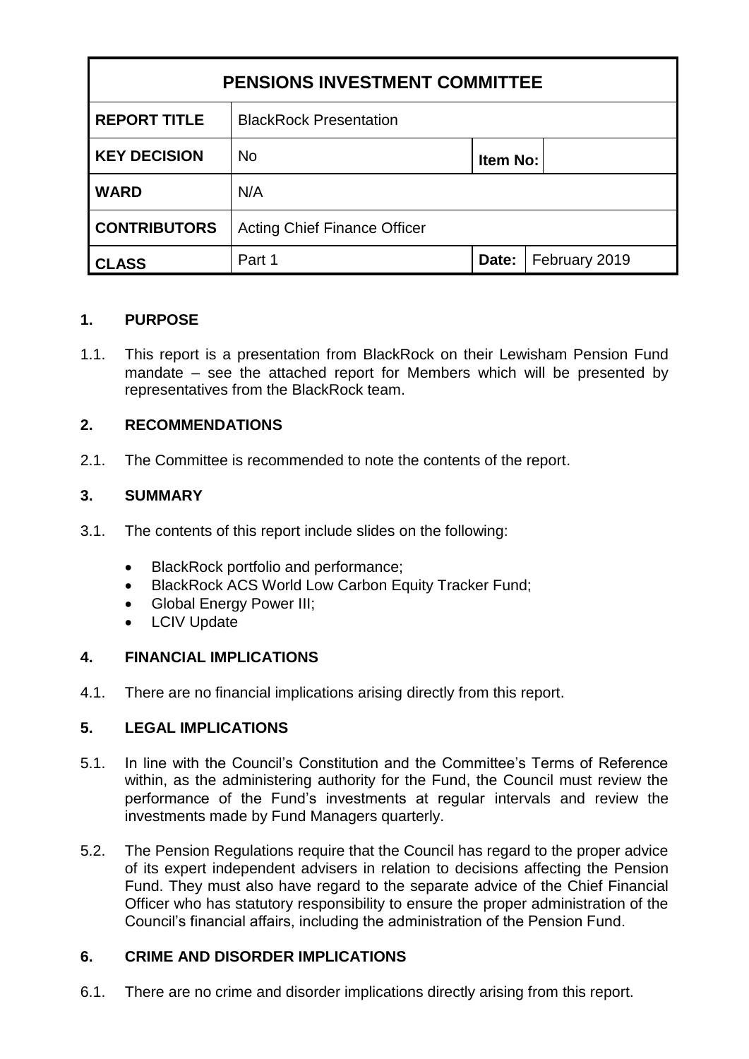| PENSIONS INVESTMENT COMMITTEE | | | |
|---|---|---|---|
| **REPORT TITLE** | BlackRock Presentation | | |
| **KEY DECISION** | No | **Item No:** | |
| **WARD** | N/A | | |
| **CONTRIBUTORS** | Acting Chief Finance Officer | | |
| **CLASS** | Part 1 | **Date:** | February 2019 |

## 1. PURPOSE

1.1. This report is a presentation from BlackRock on their Lewisham Pension Fund mandate – see the attached report for Members which will be presented by representatives from the BlackRock team.

## 2. RECOMMENDATIONS

2.1. The Committee is recommended to note the contents of the report.

## 3. SUMMARY

3.1. The contents of this report include slides on the following:

- BlackRock portfolio and performance;
- BlackRock ACS World Low Carbon Equity Tracker Fund;
- Global Energy Power III;
- LCIV Update

## 4. FINANCIAL IMPLICATIONS

4.1. There are no financial implications arising directly from this report.

## 5. LEGAL IMPLICATIONS

5.1. In line with the Council's Constitution and the Committee's Terms of Reference within, as the administering authority for the Fund, the Council must review the performance of the Fund's investments at regular intervals and review the investments made by Fund Managers quarterly.

5.2. The Pension Regulations require that the Council has regard to the proper advice of its expert independent advisers in relation to decisions affecting the Pension Fund. They must also have regard to the separate advice of the Chief Financial Officer who has statutory responsibility to ensure the proper administration of the Council's financial affairs, including the administration of the Pension Fund.

## 6. CRIME AND DISORDER IMPLICATIONS

6.1. There are no crime and disorder implications directly arising from this report.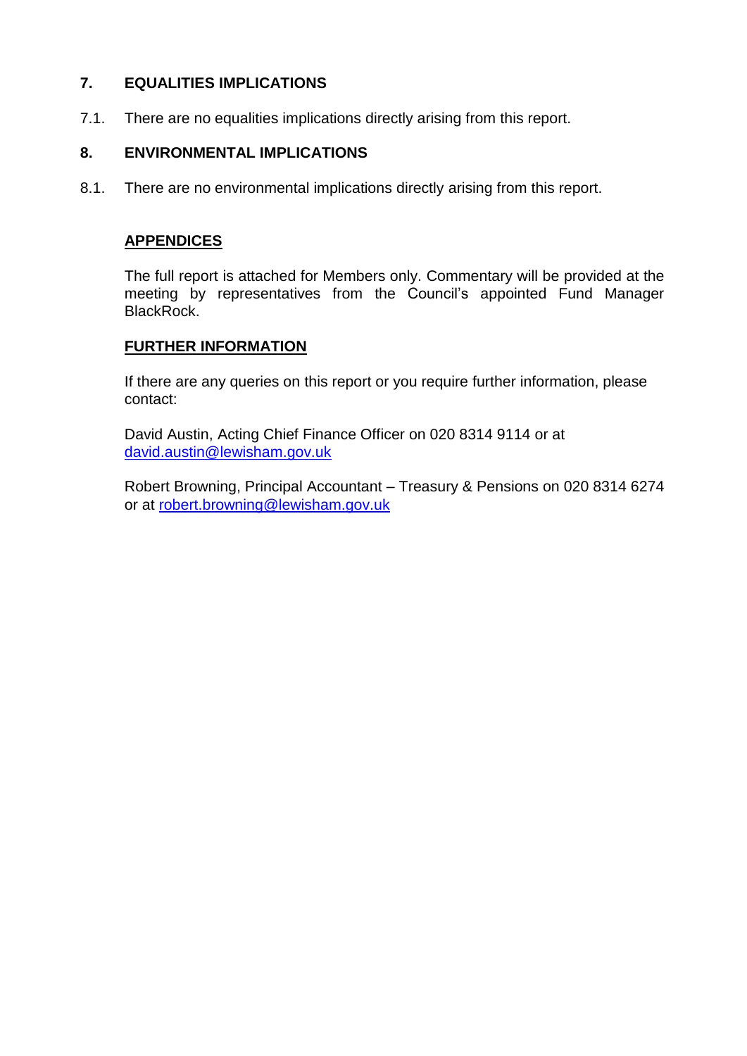## 7. EQUALITIES IMPLICATIONS

7.1. There are no equalities implications directly arising from this report.

## 8. ENVIRONMENTAL IMPLICATIONS

8.1. There are no environmental implications directly arising from this report.

### APPENDICES

The full report is attached for Members only. Commentary will be provided at the meeting by representatives from the Council's appointed Fund Manager BlackRock.

### FURTHER INFORMATION

If there are any queries on this report or you require further information, please contact:

David Austin, Acting Chief Finance Officer on 020 8314 9114 or at david.austin@lewisham.gov.uk

Robert Browning, Principal Accountant – Treasury & Pensions on 020 8314 6274 or at robert.browning@lewisham.gov.uk